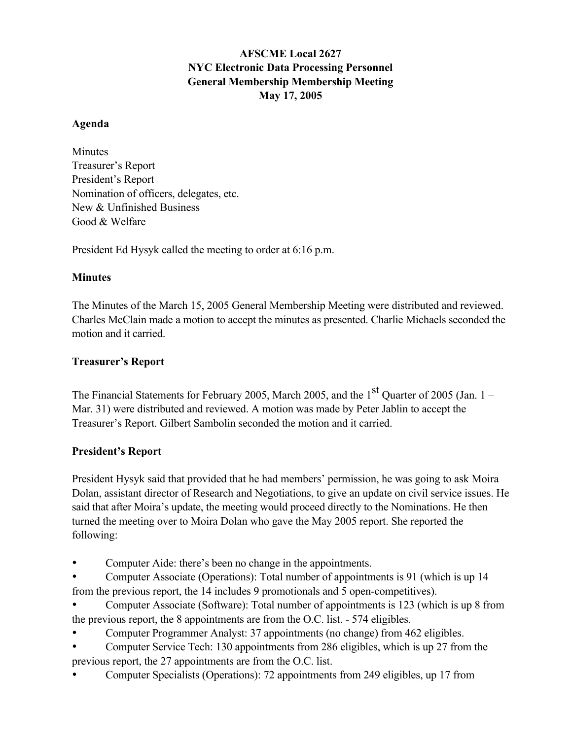**AFSCME Local 2627**
**NYC Electronic Data Processing Personnel**
**General Membership Membership Meeting**
**May 17, 2005**

## Agenda

Minutes
Treasurer's Report
President's Report
Nomination of officers, delegates, etc.
New & Unfinished Business
Good & Welfare

President Ed Hysyk called the meeting to order at 6:16 p.m.

## Minutes

The Minutes of the March 15, 2005 General Membership Meeting were distributed and reviewed. Charles McClain made a motion to accept the minutes as presented. Charlie Michaels seconded the motion and it carried.

## Treasurer's Report

The Financial Statements for February 2005, March 2005, and the 1st Quarter of 2005 (Jan. 1 – Mar. 31) were distributed and reviewed. A motion was made by Peter Jablin to accept the Treasurer's Report. Gilbert Sambolin seconded the motion and it carried.

## President's Report

President Hysyk said that provided that he had members' permission, he was going to ask Moira Dolan, assistant director of Research and Negotiations, to give an update on civil service issues. He said that after Moira's update, the meeting would proceed directly to the Nominations. He then turned the meeting over to Moira Dolan who gave the May 2005 report. She reported the following:

- Computer Aide: there's been no change in the appointments.
- Computer Associate (Operations): Total number of appointments is 91 (which is up 14 from the previous report, the 14 includes 9 promotionals and 5 open-competitives).
- Computer Associate (Software): Total number of appointments is 123 (which is up 8 from the previous report, the 8 appointments are from the O.C. list. - 574 eligibles.
- Computer Programmer Analyst: 37 appointments (no change) from 462 eligibles.
- Computer Service Tech: 130 appointments from 286 eligibles, which is up 27 from the previous report, the 27 appointments are from the O.C. list.
- Computer Specialists (Operations): 72 appointments from 249 eligibles, up 17 from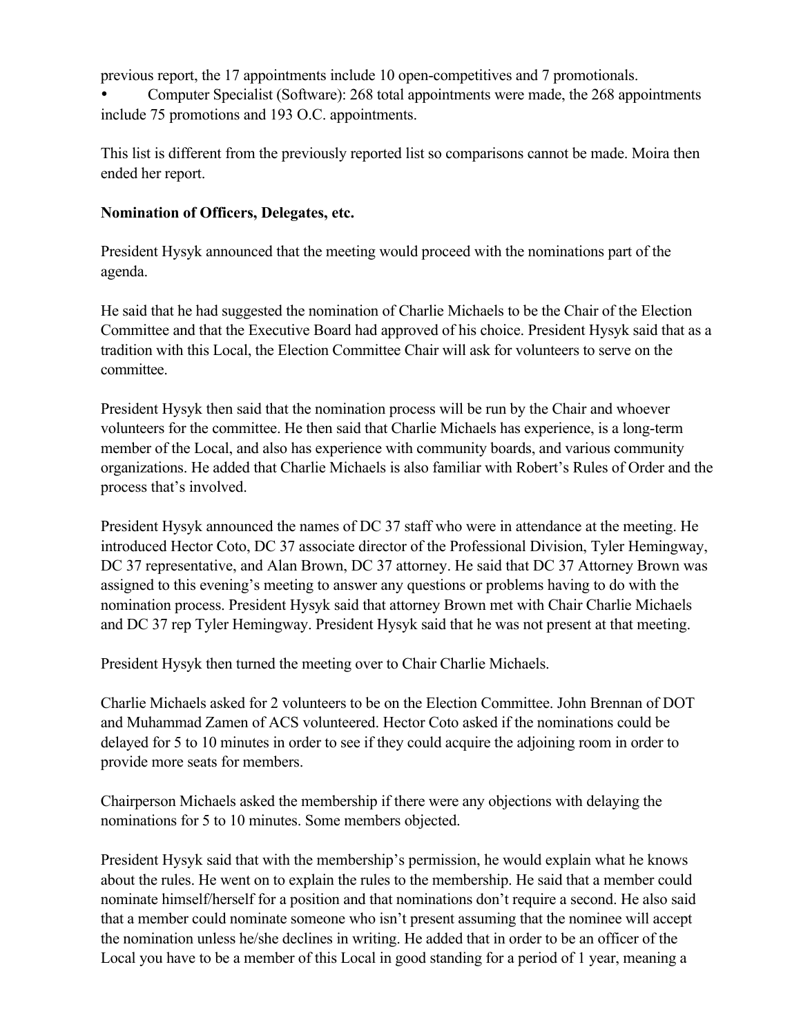previous report, the 17 appointments include 10 open-competitives and 7 promotionals.

- Computer Specialist (Software): 268 total appointments were made, the 268 appointments include 75 promotions and 193 O.C. appointments.

This list is different from the previously reported list so comparisons cannot be made. Moira then ended her report.

**Nomination of Officers, Delegates, etc.**

President Hysyk announced that the meeting would proceed with the nominations part of the agenda.

He said that he had suggested the nomination of Charlie Michaels to be the Chair of the Election Committee and that the Executive Board had approved of his choice. President Hysyk said that as a tradition with this Local, the Election Committee Chair will ask for volunteers to serve on the committee.

President Hysyk then said that the nomination process will be run by the Chair and whoever volunteers for the committee. He then said that Charlie Michaels has experience, is a long-term member of the Local, and also has experience with community boards, and various community organizations. He added that Charlie Michaels is also familiar with Robert's Rules of Order and the process that's involved.

President Hysyk announced the names of DC 37 staff who were in attendance at the meeting. He introduced Hector Coto, DC 37 associate director of the Professional Division, Tyler Hemingway, DC 37 representative, and Alan Brown, DC 37 attorney. He said that DC 37 Attorney Brown was assigned to this evening's meeting to answer any questions or problems having to do with the nomination process. President Hysyk said that attorney Brown met with Chair Charlie Michaels and DC 37 rep Tyler Hemingway. President Hysyk said that he was not present at that meeting.

President Hysyk then turned the meeting over to Chair Charlie Michaels.

Charlie Michaels asked for 2 volunteers to be on the Election Committee. John Brennan of DOT and Muhammad Zamen of ACS volunteered. Hector Coto asked if the nominations could be delayed for 5 to 10 minutes in order to see if they could acquire the adjoining room in order to provide more seats for members.

Chairperson Michaels asked the membership if there were any objections with delaying the nominations for 5 to 10 minutes. Some members objected.

President Hysyk said that with the membership's permission, he would explain what he knows about the rules. He went on to explain the rules to the membership. He said that a member could nominate himself/herself for a position and that nominations don't require a second. He also said that a member could nominate someone who isn't present assuming that the nominee will accept the nomination unless he/she declines in writing. He added that in order to be an officer of the Local you have to be a member of this Local in good standing for a period of 1 year, meaning a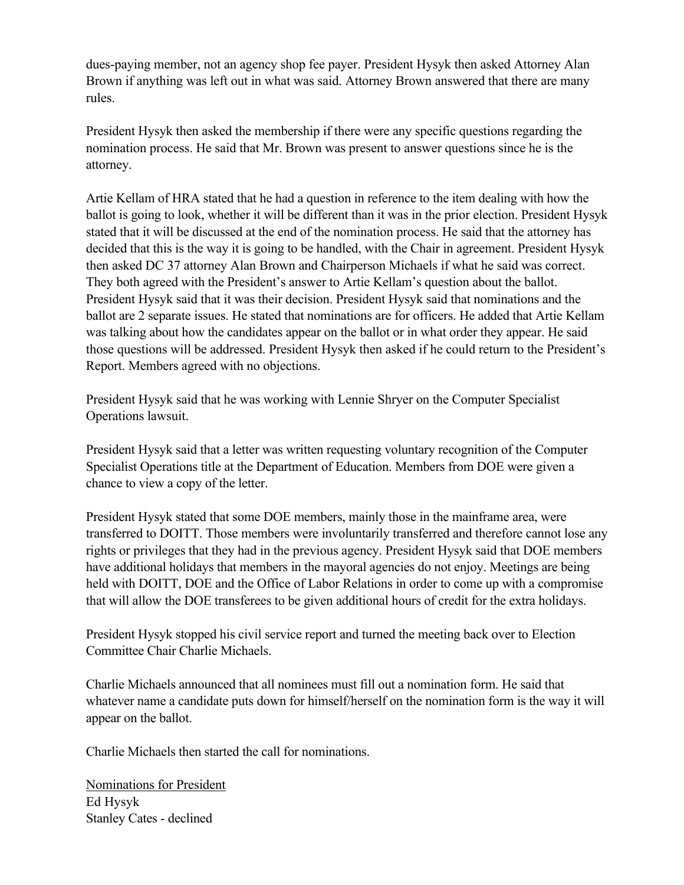dues-paying member, not an agency shop fee payer. President Hysyk then asked Attorney Alan Brown if anything was left out in what was said. Attorney Brown answered that there are many rules.

President Hysyk then asked the membership if there were any specific questions regarding the nomination process. He said that Mr. Brown was present to answer questions since he is the attorney.

Artie Kellam of HRA stated that he had a question in reference to the item dealing with how the ballot is going to look, whether it will be different than it was in the prior election. President Hysyk stated that it will be discussed at the end of the nomination process. He said that the attorney has decided that this is the way it is going to be handled, with the Chair in agreement. President Hysyk then asked DC 37 attorney Alan Brown and Chairperson Michaels if what he said was correct. They both agreed with the President's answer to Artie Kellam's question about the ballot. President Hysyk said that it was their decision. President Hysyk said that nominations and the ballot are 2 separate issues. He stated that nominations are for officers. He added that Artie Kellam was talking about how the candidates appear on the ballot or in what order they appear. He said those questions will be addressed. President Hysyk then asked if he could return to the President's Report. Members agreed with no objections.

President Hysyk said that he was working with Lennie Shryer on the Computer Specialist Operations lawsuit.

President Hysyk said that a letter was written requesting voluntary recognition of the Computer Specialist Operations title at the Department of Education. Members from DOE were given a chance to view a copy of the letter.

President Hysyk stated that some DOE members, mainly those in the mainframe area, were transferred to DOITT. Those members were involuntarily transferred and therefore cannot lose any rights or privileges that they had in the previous agency. President Hysyk said that DOE members have additional holidays that members in the mayoral agencies do not enjoy. Meetings are being held with DOITT, DOE and the Office of Labor Relations in order to come up with a compromise that will allow the DOE transferees to be given additional hours of credit for the extra holidays.

President Hysyk stopped his civil service report and turned the meeting back over to Election Committee Chair Charlie Michaels.

Charlie Michaels announced that all nominees must fill out a nomination form. He said that whatever name a candidate puts down for himself/herself on the nomination form is the way it will appear on the ballot.

Charlie Michaels then started the call for nominations.

<u>Nominations for President</u>
Ed Hysyk
Stanley Cates - declined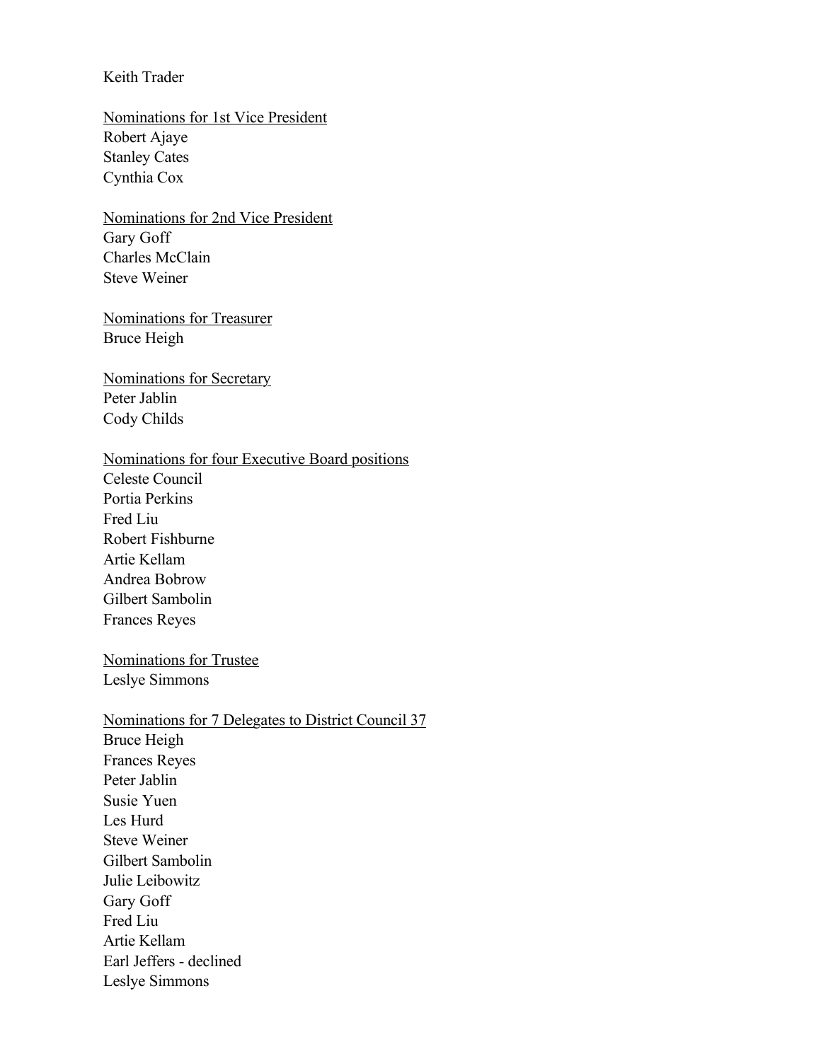Keith Trader

Nominations for 1st Vice President
Robert Ajaye
Stanley Cates
Cynthia Cox

Nominations for 2nd Vice President
Gary Goff
Charles McClain
Steve Weiner

Nominations for Treasurer
Bruce Heigh

Nominations for Secretary
Peter Jablin
Cody Childs

Nominations for four Executive Board positions
Celeste Council
Portia Perkins
Fred Liu
Robert Fishburne
Artie Kellam
Andrea Bobrow
Gilbert Sambolin
Frances Reyes

Nominations for Trustee
Leslye Simmons

Nominations for 7 Delegates to District Council 37
Bruce Heigh
Frances Reyes
Peter Jablin
Susie Yuen
Les Hurd
Steve Weiner
Gilbert Sambolin
Julie Leibowitz
Gary Goff
Fred Liu
Artie Kellam
Earl Jeffers - declined
Leslye Simmons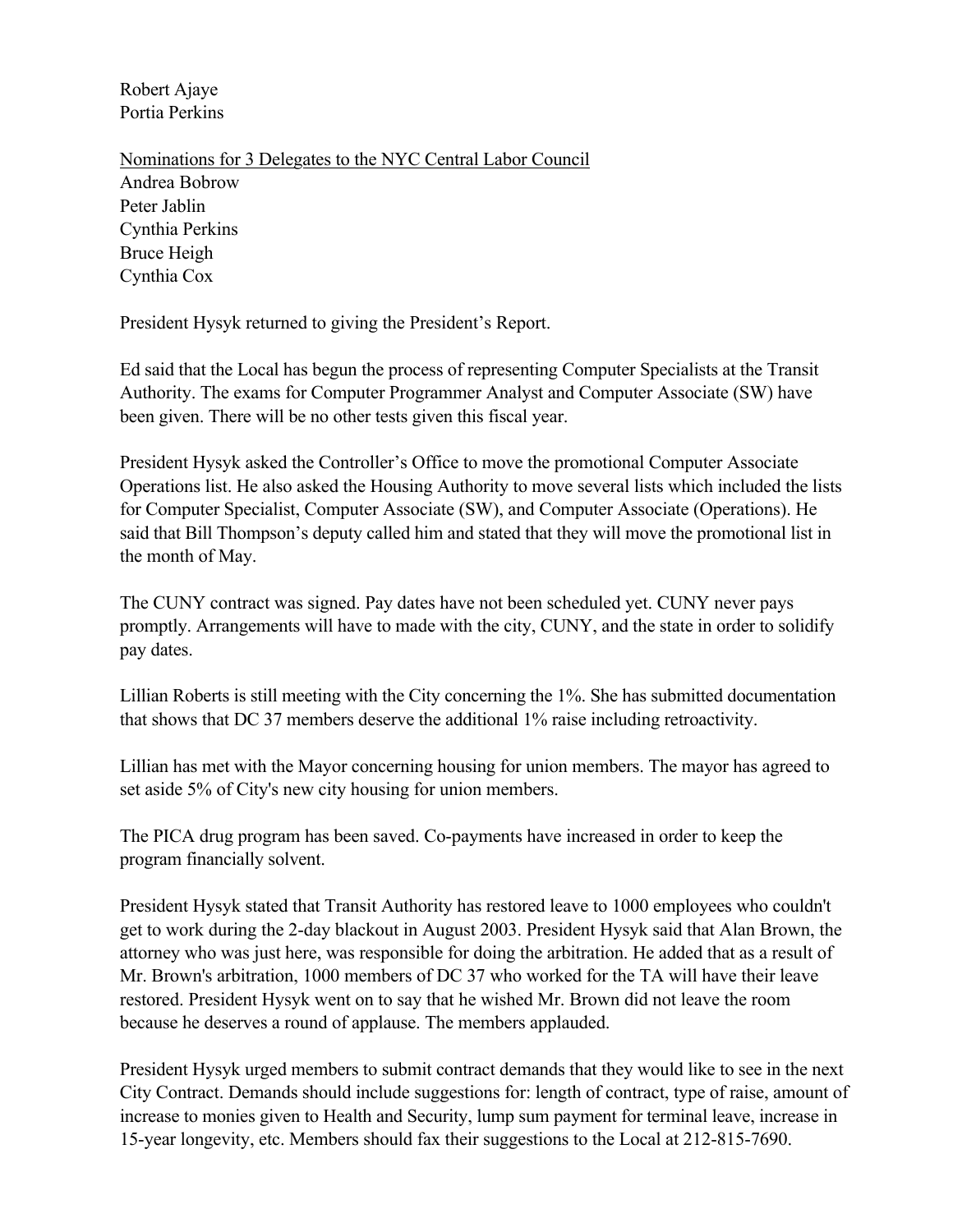Robert Ajaye
Portia Perkins

<u>Nominations for 3 Delegates to the NYC Central Labor Council</u>
Andrea Bobrow
Peter Jablin
Cynthia Perkins
Bruce Heigh
Cynthia Cox

President Hysyk returned to giving the President's Report.

Ed said that the Local has begun the process of representing Computer Specialists at the Transit Authority. The exams for Computer Programmer Analyst and Computer Associate (SW) have been given. There will be no other tests given this fiscal year.

President Hysyk asked the Controller's Office to move the promotional Computer Associate Operations list. He also asked the Housing Authority to move several lists which included the lists for Computer Specialist, Computer Associate (SW), and Computer Associate (Operations). He said that Bill Thompson's deputy called him and stated that they will move the promotional list in the month of May.

The CUNY contract was signed. Pay dates have not been scheduled yet. CUNY never pays promptly. Arrangements will have to made with the city, CUNY, and the state in order to solidify pay dates.

Lillian Roberts is still meeting with the City concerning the 1%. She has submitted documentation that shows that DC 37 members deserve the additional 1% raise including retroactivity.

Lillian has met with the Mayor concerning housing for union members. The mayor has agreed to set aside 5% of City's new city housing for union members.

The PICA drug program has been saved. Co-payments have increased in order to keep the program financially solvent.

President Hysyk stated that Transit Authority has restored leave to 1000 employees who couldn't get to work during the 2-day blackout in August 2003. President Hysyk said that Alan Brown, the attorney who was just here, was responsible for doing the arbitration. He added that as a result of Mr. Brown's arbitration, 1000 members of DC 37 who worked for the TA will have their leave restored. President Hysyk went on to say that he wished Mr. Brown did not leave the room because he deserves a round of applause. The members applauded.

President Hysyk urged members to submit contract demands that they would like to see in the next City Contract. Demands should include suggestions for: length of contract, type of raise, amount of increase to monies given to Health and Security, lump sum payment for terminal leave, increase in 15-year longevity, etc. Members should fax their suggestions to the Local at 212-815-7690.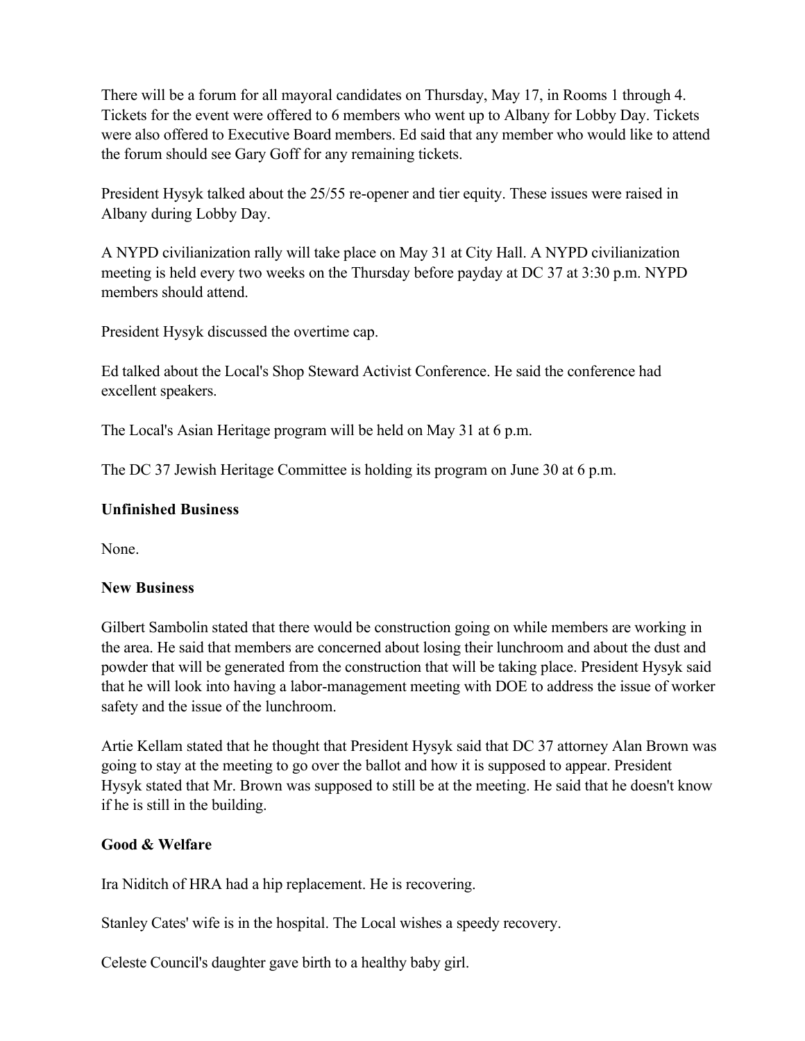There will be a forum for all mayoral candidates on Thursday, May 17, in Rooms 1 through 4. Tickets for the event were offered to 6 members who went up to Albany for Lobby Day. Tickets were also offered to Executive Board members. Ed said that any member who would like to attend the forum should see Gary Goff for any remaining tickets.

President Hysyk talked about the 25/55 re-opener and tier equity. These issues were raised in Albany during Lobby Day.

A NYPD civilianization rally will take place on May 31 at City Hall. A NYPD civilianization meeting is held every two weeks on the Thursday before payday at DC 37 at 3:30 p.m. NYPD members should attend.

President Hysyk discussed the overtime cap.

Ed talked about the Local's Shop Steward Activist Conference. He said the conference had excellent speakers.

The Local's Asian Heritage program will be held on May 31 at 6 p.m.

The DC 37 Jewish Heritage Committee is holding its program on June 30 at 6 p.m.

**Unfinished Business**

None.

**New Business**

Gilbert Sambolin stated that there would be construction going on while members are working in the area. He said that members are concerned about losing their lunchroom and about the dust and powder that will be generated from the construction that will be taking place. President Hysyk said that he will look into having a labor-management meeting with DOE to address the issue of worker safety and the issue of the lunchroom.

Artie Kellam stated that he thought that President Hysyk said that DC 37 attorney Alan Brown was going to stay at the meeting to go over the ballot and how it is supposed to appear. President Hysyk stated that Mr. Brown was supposed to still be at the meeting. He said that he doesn't know if he is still in the building.

**Good & Welfare**

Ira Niditch of HRA had a hip replacement. He is recovering.

Stanley Cates' wife is in the hospital. The Local wishes a speedy recovery.

Celeste Council's daughter gave birth to a healthy baby girl.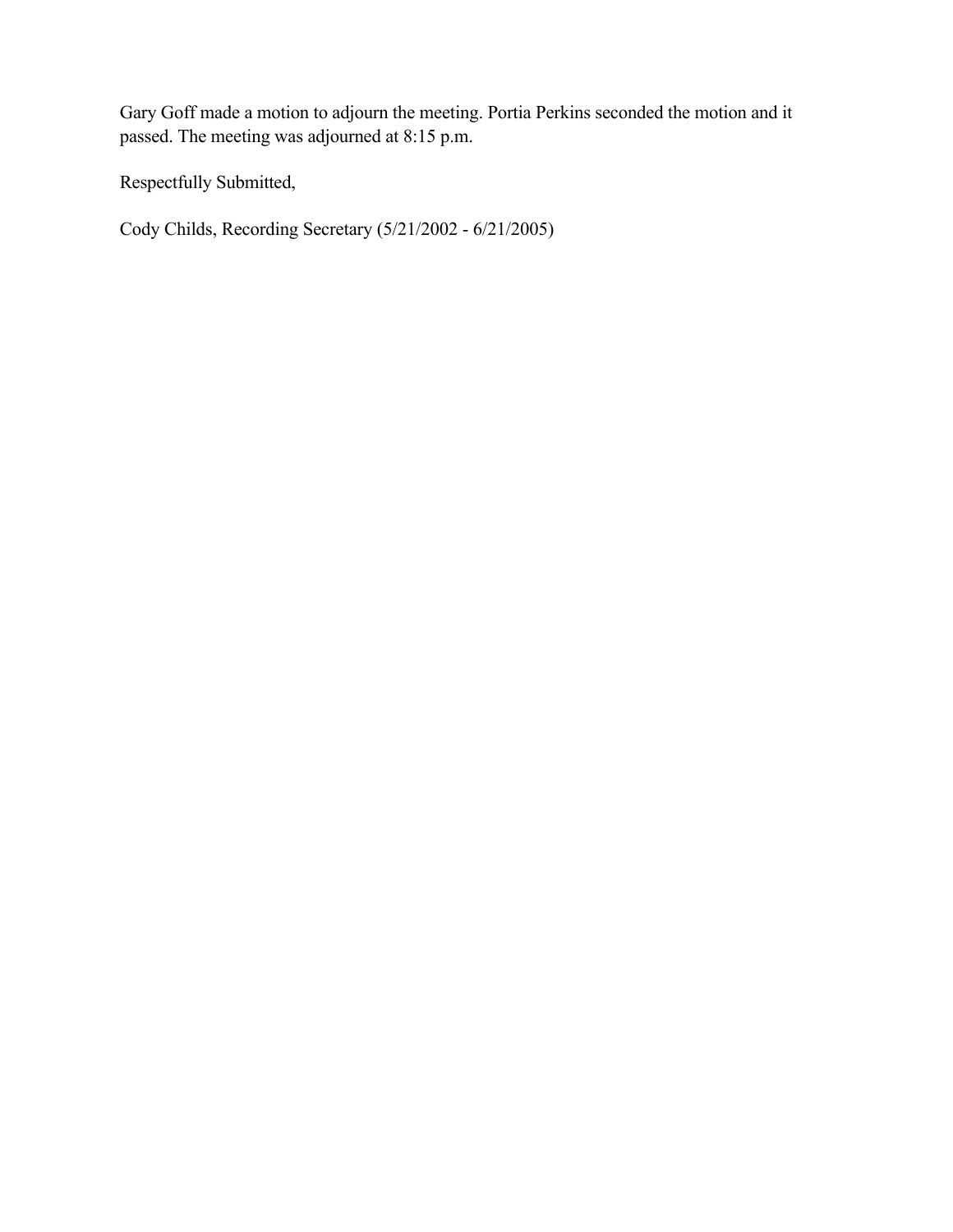Gary Goff made a motion to adjourn the meeting. Portia Perkins seconded the motion and it passed. The meeting was adjourned at 8:15 p.m.

Respectfully Submitted,

Cody Childs, Recording Secretary (5/21/2002 - 6/21/2005)